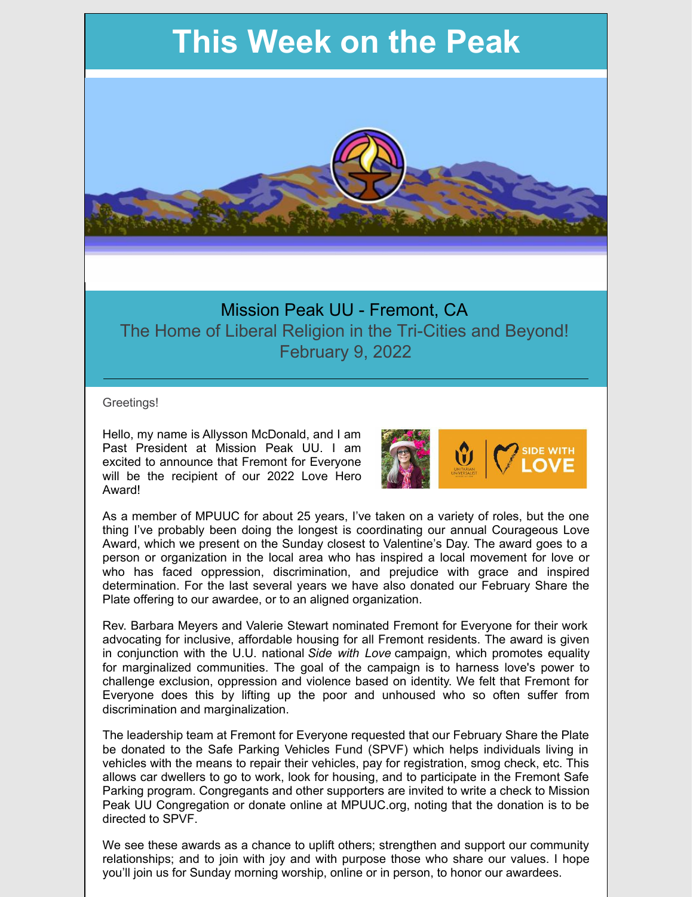# This Week on the Peak

Mission Peak UU - Fremont, CA

The Home of Liberal Religion in the Tri-Cities and Beyond!

February 9, 2022

---

Greetings!

Hello, my name is Allysson McDonald, and I am Past President at Mission Peak UU. I am excited to announce that Fremont for Everyone will be the recipient of our 2022 Love Hero Award!

As a member of MPUUC for about 25 years, I've taken on a variety of roles, but the one thing I've probably been doing the longest is coordinating our annual Courageous Love Award, which we present on the Sunday closest to Valentine's Day. The award goes to a person or organization in the local area who has inspired a local movement for love or who has faced oppression, discrimination, and prejudice with grace and inspired determination. For the last several years we have also donated our February Share the Plate offering to our awardee, or to an aligned organization.

Rev. Barbara Meyers and Valerie Stewart nominated Fremont for Everyone for their work advocating for inclusive, affordable housing for all Fremont residents. The award is given in conjunction with the U.U. national *Side with Love* campaign, which promotes equality for marginalized communities. The goal of the campaign is to harness love's power to challenge exclusion, oppression and violence based on identity. We felt that Fremont for Everyone does this by lifting up the poor and unhoused who so often suffer from discrimination and marginalization.

The leadership team at Fremont for Everyone requested that our February Share the Plate be donated to the Safe Parking Vehicles Fund (SPVF) which helps individuals living in vehicles with the means to repair their vehicles, pay for registration, smog check, etc. This allows car dwellers to go to work, look for housing, and to participate in the Fremont Safe Parking program. Congregants and other supporters are invited to write a check to Mission Peak UU Congregation or donate online at MPUUC.org, noting that the donation is to be directed to SPVF.

We see these awards as a chance to uplift others; strengthen and support our community relationships; and to join with joy and with purpose those who share our values. I hope you'll join us for Sunday morning worship, online or in person, to honor our awardees.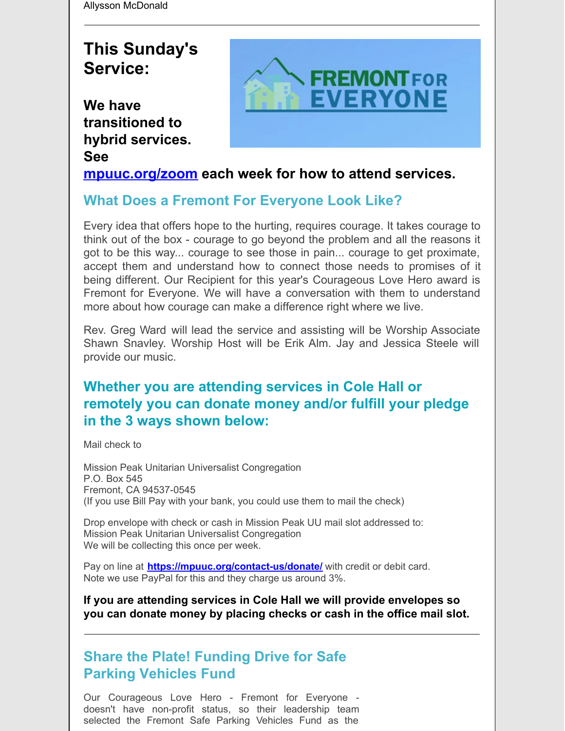Allysson McDonald

---

## This Sunday's Service:

**We have transitioned to hybrid services. See [mpuuc.org/zoom](mpuuc.org/zoom) each week for how to attend services.**

### What Does a Fremont For Everyone Look Like?

Every idea that offers hope to the hurting, requires courage. It takes courage to think out of the box - courage to go beyond the problem and all the reasons it got to be this way... courage to see those in pain... courage to get proximate, accept them and understand how to connect those needs to promises of it being different. Our Recipient for this year's Courageous Love Hero award is Fremont for Everyone. We will have a conversation with them to understand more about how courage can make a difference right where we live.

Rev. Greg Ward will lead the service and assisting will be Worship Associate Shawn Snavley. Worship Host will be Erik Alm. Jay and Jessica Steele will provide our music.

### Whether you are attending services in Cole Hall or remotely you can donate money and/or fulfill your pledge in the 3 ways shown below:

Mail check to

Mission Peak Unitarian Universalist Congregation
P.O. Box 545
Fremont, CA 94537-0545
(If you use Bill Pay with your bank, you could use them to mail the check)

Drop envelope with check or cash in Mission Peak UU mail slot addressed to:
Mission Peak Unitarian Universalist Congregation
We will be collecting this once per week.

Pay on line at **[https://mpuuc.org/contact-us/donate/](https://mpuuc.org/contact-us/donate/)** with credit or debit card.
Note we use PayPal for this and they charge us around 3%.

**If you are attending services in Cole Hall we will provide envelopes so you can donate money by placing checks or cash in the office mail slot.**

---

### Share the Plate! Funding Drive for Safe Parking Vehicles Fund

Our Courageous Love Hero - Fremont for Everyone - doesn't have non-profit status, so their leadership team selected the Fremont Safe Parking Vehicles Fund as the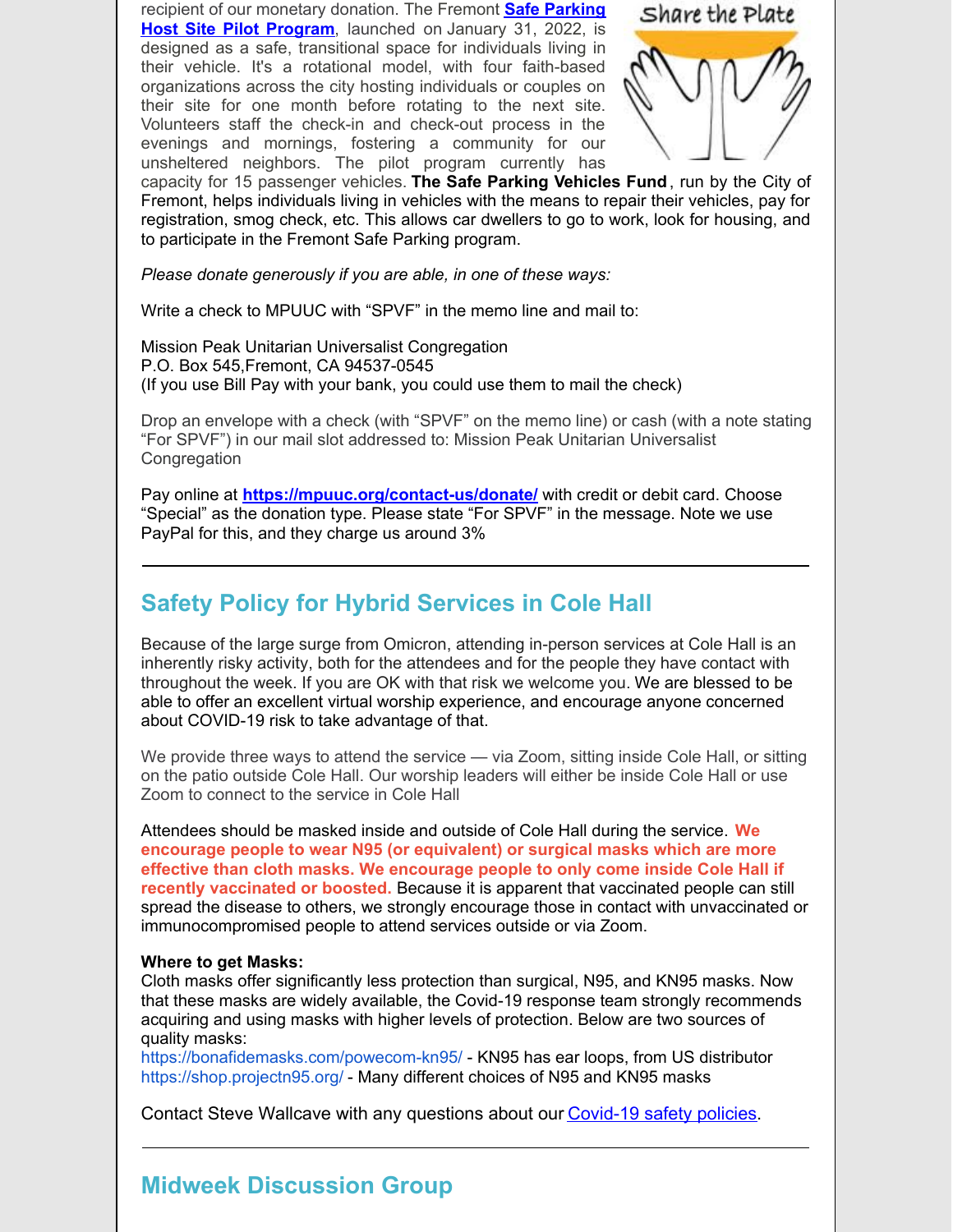recipient of our monetary donation. The Fremont **Safe Parking Host Site Pilot Program**, launched on January 31, 2022, is designed as a safe, transitional space for individuals living in their vehicle. It's a rotational model, with four faith-based organizations across the city hosting individuals or couples on their site for one month before rotating to the next site. Volunteers staff the check-in and check-out process in the evenings and mornings, fostering a community for our unsheltered neighbors. The pilot program currently has capacity for 15 passenger vehicles. **The Safe Parking Vehicles Fund**, run by the City of Fremont, helps individuals living in vehicles with the means to repair their vehicles, pay for registration, smog check, etc. This allows car dwellers to go to work, look for housing, and to participate in the Fremont Safe Parking program.

*Please donate generously if you are able, in one of these ways:*

Write a check to MPUUC with "SPVF" in the memo line and mail to:

Mission Peak Unitarian Universalist Congregation
P.O. Box 545,Fremont, CA 94537-0545
(If you use Bill Pay with your bank, you could use them to mail the check)

Drop an envelope with a check (with "SPVF" on the memo line) or cash (with a note stating "For SPVF") in our mail slot addressed to: Mission Peak Unitarian Universalist Congregation

Pay online at **https://mpuuc.org/contact-us/donate/** with credit or debit card. Choose "Special" as the donation type. Please state "For SPVF" in the message. Note we use PayPal for this, and they charge us around 3%

---

## Safety Policy for Hybrid Services in Cole Hall

Because of the large surge from Omicron, attending in-person services at Cole Hall is an inherently risky activity, both for the attendees and for the people they have contact with throughout the week. If you are OK with that risk we welcome you. We are blessed to be able to offer an excellent virtual worship experience, and encourage anyone concerned about COVID-19 risk to take advantage of that.

We provide three ways to attend the service — via Zoom, sitting inside Cole Hall, or sitting on the patio outside Cole Hall. Our worship leaders will either be inside Cole Hall or use Zoom to connect to the service in Cole Hall

Attendees should be masked inside and outside of Cole Hall during the service. **We encourage people to wear N95 (or equivalent) or surgical masks which are more effective than cloth masks. We encourage people to only come inside Cole Hall if recently vaccinated or boosted.** Because it is apparent that vaccinated people can still spread the disease to others, we strongly encourage those in contact with unvaccinated or immunocompromised people to attend services outside or via Zoom.

**Where to get Masks:**
Cloth masks offer significantly less protection than surgical, N95, and KN95 masks. Now that these masks are widely available, the Covid-19 response team strongly recommends acquiring and using masks with higher levels of protection. Below are two sources of quality masks:
https://bonafidemasks.com/powecom-kn95/ - KN95 has ear loops, from US distributor
https://shop.projectn95.org/ - Many different choices of N95 and KN95 masks

Contact Steve Wallcave with any questions about our Covid-19 safety policies.

---

## Midweek Discussion Group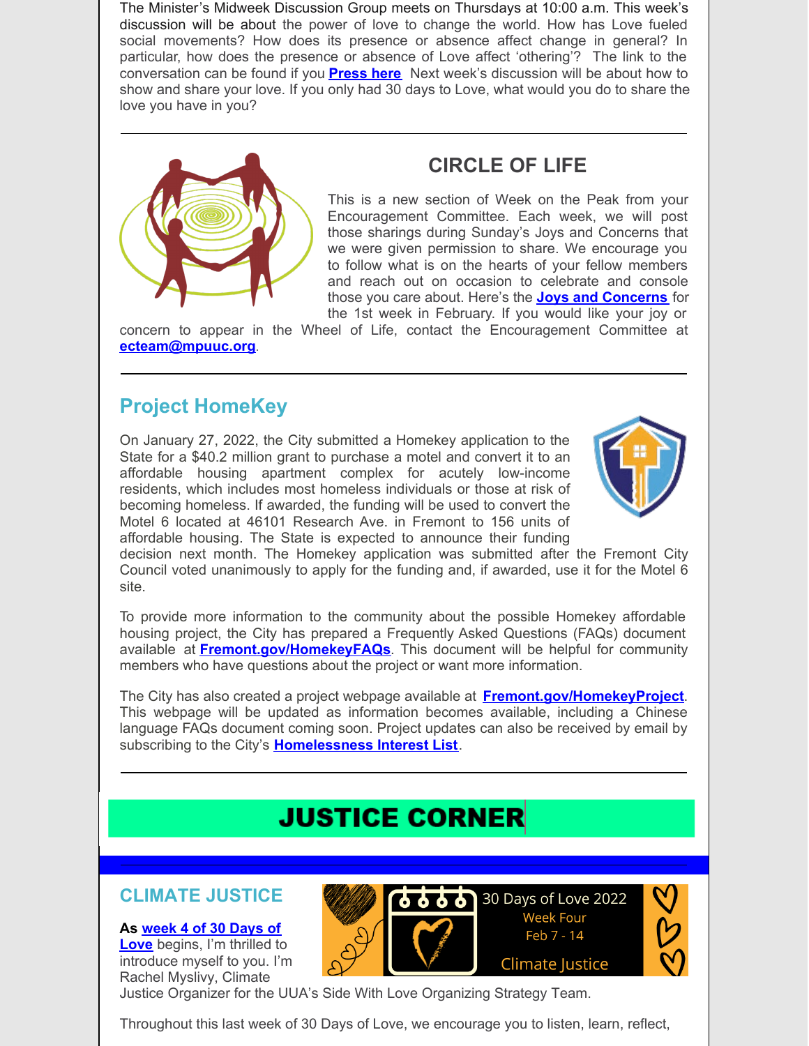The Minister's Midweek Discussion Group meets on Thursdays at 10:00 a.m. This week's discussion will be about the power of love to change the world. How has Love fueled social movements? How does its presence or absence affect change in general? In particular, how does the presence or absence of Love affect 'othering'? The link to the conversation can be found if you **Press here** Next week's discussion will be about how to show and share your love. If you only had 30 days to Love, what would you do to share the love you have in you?

---

## CIRCLE OF LIFE

This is a new section of Week on the Peak from your Encouragement Committee. Each week, we will post those sharings during Sunday's Joys and Concerns that we were given permission to share. We encourage you to follow what is on the hearts of your fellow members and reach out on occasion to celebrate and console those you care about. Here's the **Joys and Concerns** for the 1st week in February. If you would like your joy or concern to appear in the Wheel of Life, contact the Encouragement Committee at **ecteam@mpuuc.org**.

---

## Project HomeKey

On January 27, 2022, the City submitted a Homekey application to the State for a $40.2 million grant to purchase a motel and convert it to an affordable housing apartment complex for acutely low-income residents, which includes most homeless individuals or those at risk of becoming homeless. If awarded, the funding will be used to convert the Motel 6 located at 46101 Research Ave. in Fremont to 156 units of affordable housing. The State is expected to announce their funding decision next month. The Homekey application was submitted after the Fremont City Council voted unanimously to apply for the funding and, if awarded, use it for the Motel 6 site.

To provide more information to the community about the possible Homekey affordable housing project, the City has prepared a Frequently Asked Questions (FAQs) document available at **Fremont.gov/HomekeyFAQs**. This document will be helpful for community members who have questions about the project or want more information.

The City has also created a project webpage available at **Fremont.gov/HomekeyProject**. This webpage will be updated as information becomes available, including a Chinese language FAQs document coming soon. Project updates can also be received by email by subscribing to the City's **Homelessness Interest List**.

---

# JUSTICE CORNER

## CLIMATE JUSTICE

30 Days of Love 2022
Week Four
Feb 7 - 14
Climate Justice

**As week 4 of 30 Days of Love** begins, I'm thrilled to introduce myself to you. I'm Rachel Myslivy, Climate Justice Organizer for the UUA's Side With Love Organizing Strategy Team.

Throughout this last week of 30 Days of Love, we encourage you to listen, learn, reflect,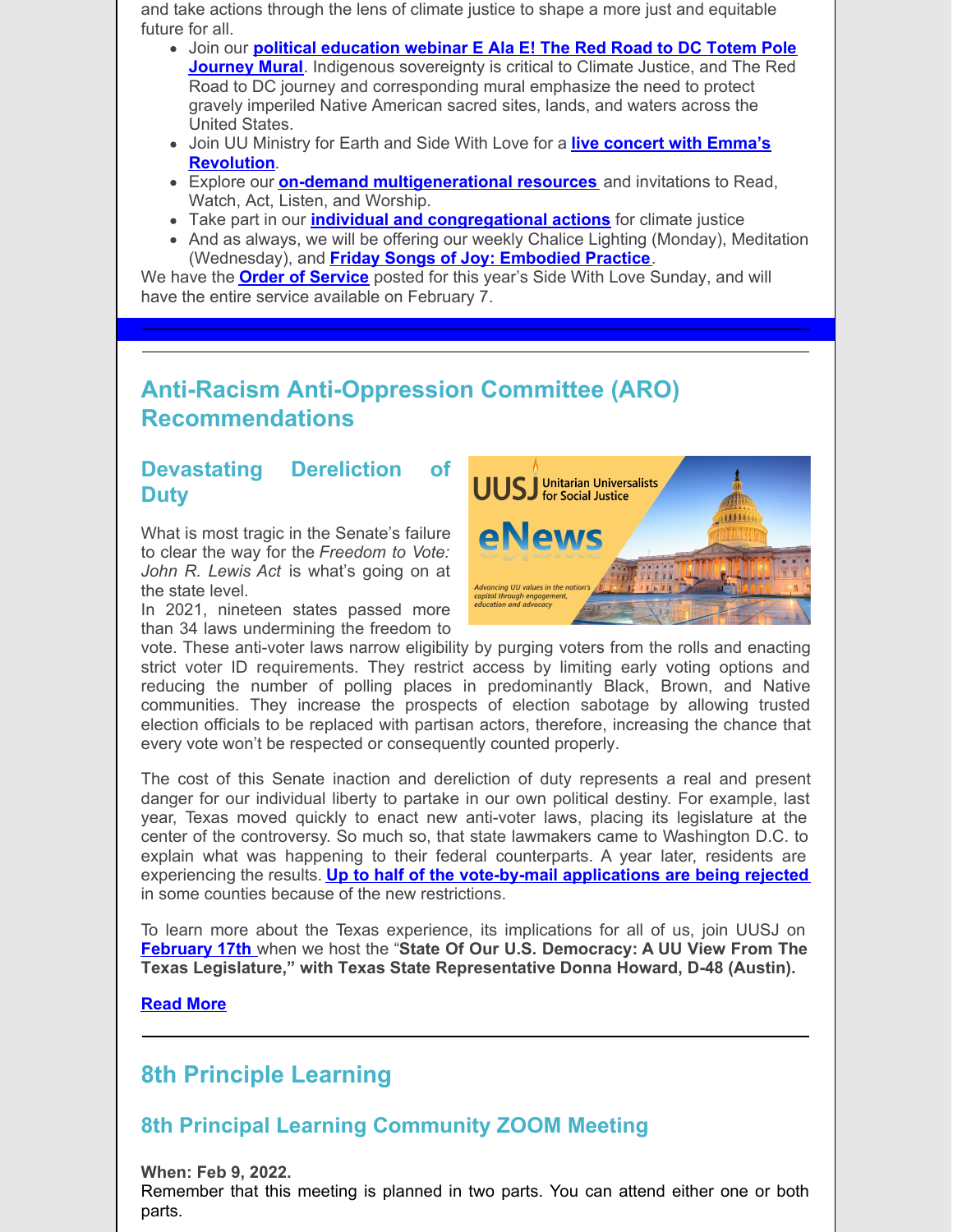and take actions through the lens of climate justice to shape a more just and equitable future for all.

- Join our **political education webinar E Ala E! The Red Road to DC Totem Pole Journey Mural**. Indigenous sovereignty is critical to Climate Justice, and The Red Road to DC journey and corresponding mural emphasize the need to protect gravely imperiled Native American sacred sites, lands, and waters across the United States.
- Join UU Ministry for Earth and Side With Love for a **live concert with Emma's Revolution**.
- Explore our **on-demand multigenerational resources** and invitations to Read, Watch, Act, Listen, and Worship.
- Take part in our **individual and congregational actions** for climate justice
- And as always, we will be offering our weekly Chalice Lighting (Monday), Meditation (Wednesday), and **Friday Songs of Joy: Embodied Practice**.

We have the **Order of Service** posted for this year's Side With Love Sunday, and will have the entire service available on February 7.

## Anti-Racism Anti-Oppression Committee (ARO) Recommendations

### Devastating Dereliction of Duty

What is most tragic in the Senate's failure to clear the way for the *Freedom to Vote: John R. Lewis Act* is what's going on at the state level.

In 2021, nineteen states passed more than 34 laws undermining the freedom to vote. These anti-voter laws narrow eligibility by purging voters from the rolls and enacting strict voter ID requirements. They restrict access by limiting early voting options and reducing the number of polling places in predominantly Black, Brown, and Native communities. They increase the prospects of election sabotage by allowing trusted election officials to be replaced with partisan actors, therefore, increasing the chance that every vote won't be respected or consequently counted properly.

The cost of this Senate inaction and dereliction of duty represents a real and present danger for our individual liberty to partake in our own political destiny. For example, last year, Texas moved quickly to enact new anti-voter laws, placing its legislature at the center of the controversy. So much so, that state lawmakers came to Washington D.C. to explain what was happening to their federal counterparts. A year later, residents are experiencing the results. **Up to half of the vote-by-mail applications are being rejected** in some counties because of the new restrictions.

To learn more about the Texas experience, its implications for all of us, join UUSJ on **February 17th** when we host the "**State Of Our U.S. Democracy: A UU View From The Texas Legislature," with Texas State Representative Donna Howard, D-48 (Austin).**

**Read More**

## 8th Principle Learning

### 8th Principal Learning Community ZOOM Meeting

**When: Feb 9, 2022.**
Remember that this meeting is planned in two parts. You can attend either one or both parts.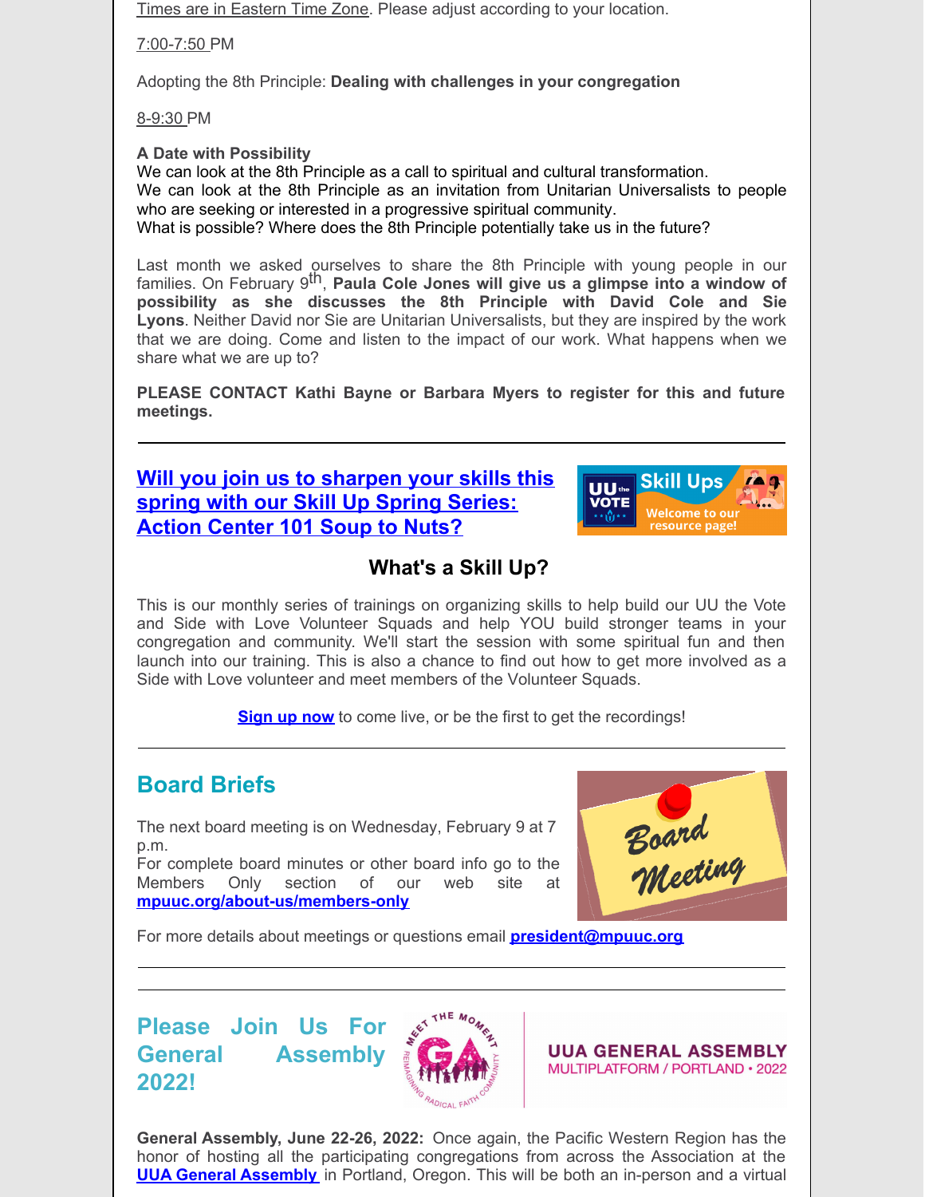Times are in Eastern Time Zone. Please adjust according to your location.

7:00-7:50 PM

Adopting the 8th Principle: **Dealing with challenges in your congregation**

8-9:30 PM

**A Date with Possibility**
We can look at the 8th Principle as a call to spiritual and cultural transformation.
We can look at the 8th Principle as an invitation from Unitarian Universalists to people who are seeking or interested in a progressive spiritual community.
What is possible? Where does the 8th Principle potentially take us in the future?

Last month we asked ourselves to share the 8th Principle with young people in our families. On February 9th, **Paula Cole Jones will give us a glimpse into a window of possibility as she discusses the 8th Principle with David Cole and Sie Lyons**. Neither David nor Sie are Unitarian Universalists, but they are inspired by the work that we are doing. Come and listen to the impact of our work. What happens when we share what we are up to?

**PLEASE CONTACT Kathi Bayne or Barbara Myers to register for this and future meetings.**

---

## Will you join us to sharpen your skills this spring with our Skill Up Spring Series: Action Center 101 Soup to Nuts?

### What's a Skill Up?

This is our monthly series of trainings on organizing skills to help build our UU the Vote and Side with Love Volunteer Squads and help YOU build stronger teams in your congregation and community. We'll start the session with some spiritual fun and then launch into our training. This is also a chance to find out how to get more involved as a Side with Love volunteer and meet members of the Volunteer Squads.

**Sign up now** to come live, or be the first to get the recordings!

---

## Board Briefs

The next board meeting is on Wednesday, February 9 at 7 p.m.
For complete board minutes or other board info go to the Members Only section of our web site at **mpuuc.org/about-us/members-only**

For more details about meetings or questions email **president@mpuuc.org**

---

## Please Join Us For General Assembly 2022!

**General Assembly, June 22-26, 2022:** Once again, the Pacific Western Region has the honor of hosting all the participating congregations from across the Association at the **UUA General Assembly** in Portland, Oregon. This will be both an in-person and a virtual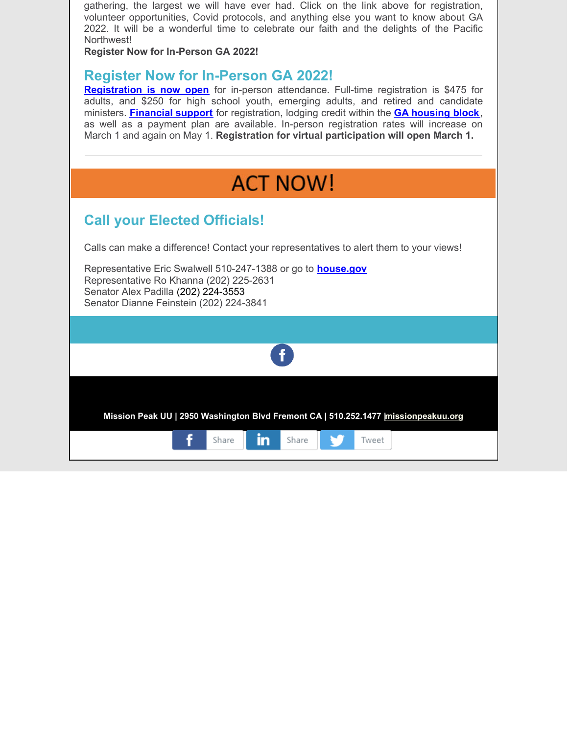gathering, the largest we will have ever had. Click on the link above for registration, volunteer opportunities, Covid protocols, and anything else you want to know about GA 2022. It will be a wonderful time to celebrate our faith and the delights of the Pacific Northwest!

**Register Now for In-Person GA 2022!**

## Register Now for In-Person GA 2022!

**Registration is now open** for in-person attendance. Full-time registration is $475 for adults, and $250 for high school youth, emerging adults, and retired and candidate ministers. **Financial support** for registration, lodging credit within the **GA housing block**, as well as a payment plan are available. In-person registration rates will increase on March 1 and again on May 1. **Registration for virtual participation will open March 1.**

---

# ACT NOW!

## Call your Elected Officials!

Calls can make a difference! Contact your representatives to alert them to your views!

Representative Eric Swalwell 510-247-1388 or go to **house.gov**
Representative Ro Khanna (202) 225-2631
Senator Alex Padilla (202) 224-3553
Senator Dianne Feinstein (202) 224-3841

**Mission Peak UU | 2950 Washington Blvd Fremont CA | 510.252.1477 | missionpeakuu.org**

Share Share Tweet